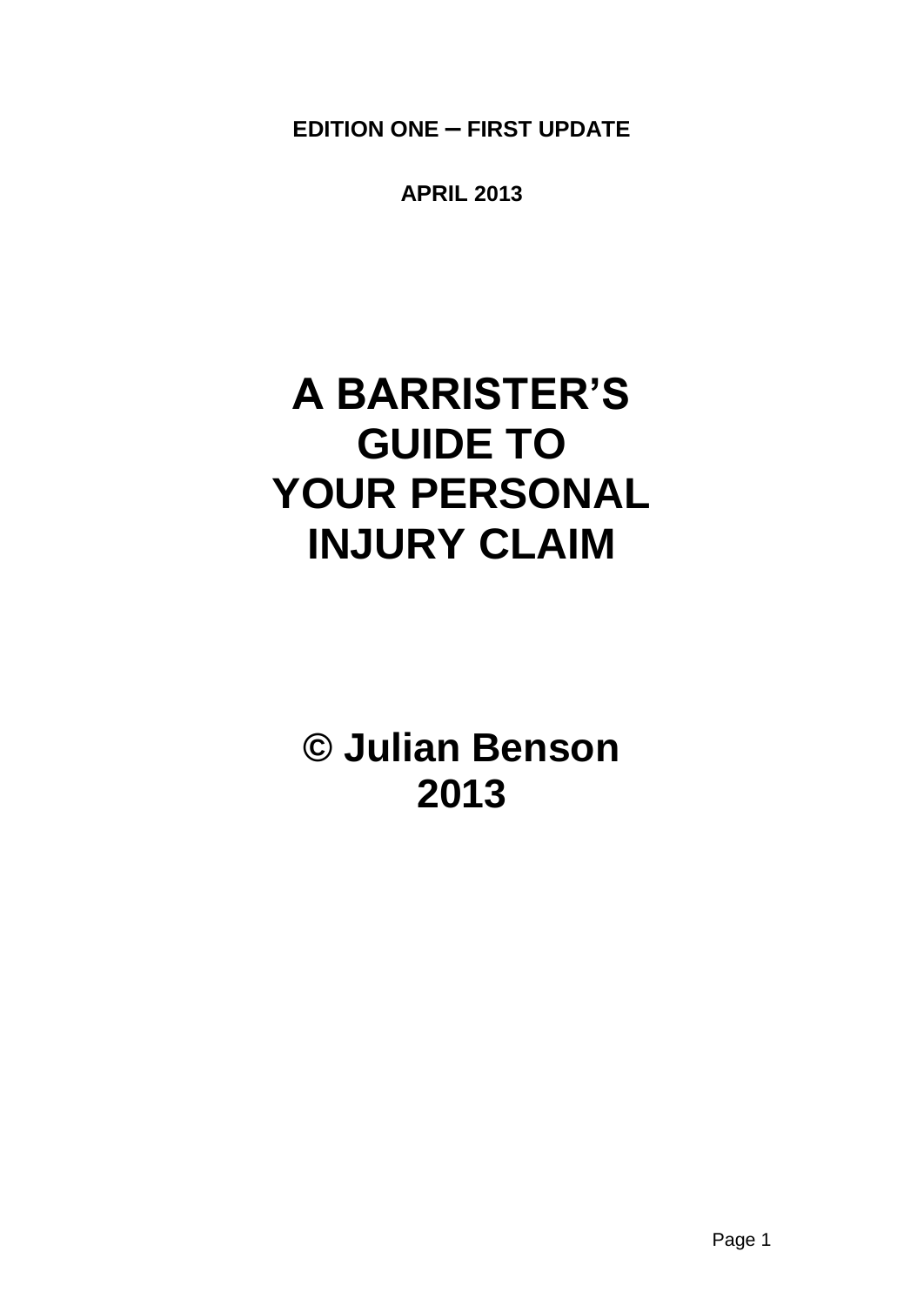**EDITION ONE – FIRST UPDATE**

**APRIL 2013**

# A BARRISTER'S GUIDE TO YOUR PERSONAL INJURY CLAIM

**© Julian Benson 2013**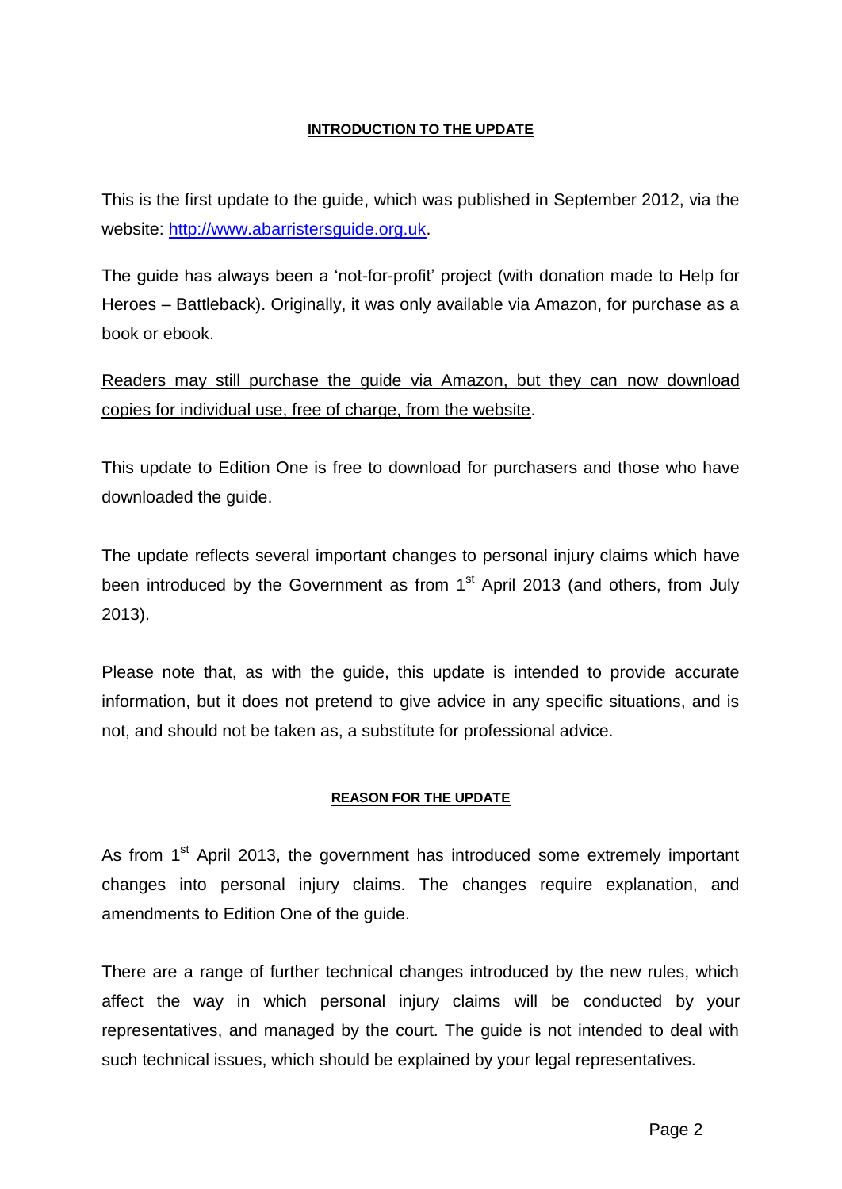## INTRODUCTION TO THE UPDATE

This is the first update to the guide, which was published in September 2012, via the website: [http://www.abarristersguide.org.uk](http://www.abarristersguide.org.uk).

The guide has always been a 'not-for-profit' project (with donation made to Help for Heroes – Battleback). Originally, it was only available via Amazon, for purchase as a book or ebook.

<u>Readers may still purchase the guide via Amazon, but they can now download copies for individual use, free of charge, from the website</u>.

This update to Edition One is free to download for purchasers and those who have downloaded the guide.

The update reflects several important changes to personal injury claims which have been introduced by the Government as from 1st April 2013 (and others, from July 2013).

Please note that, as with the guide, this update is intended to provide accurate information, but it does not pretend to give advice in any specific situations, and is not, and should not be taken as, a substitute for professional advice.

## REASON FOR THE UPDATE

As from 1st April 2013, the government has introduced some extremely important changes into personal injury claims. The changes require explanation, and amendments to Edition One of the guide.

There are a range of further technical changes introduced by the new rules, which affect the way in which personal injury claims will be conducted by your representatives, and managed by the court. The guide is not intended to deal with such technical issues, which should be explained by your legal representatives.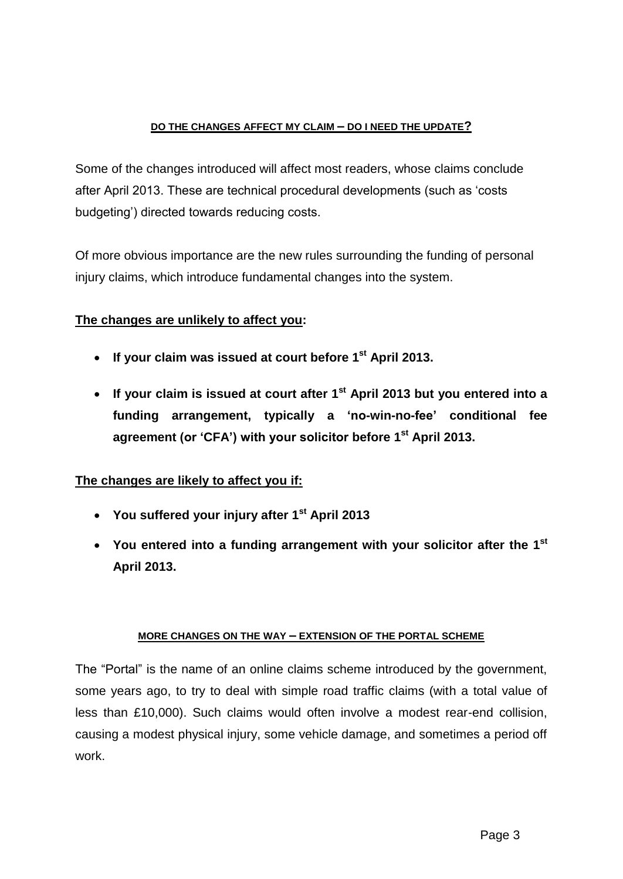## DO THE CHANGES AFFECT MY CLAIM – DO I NEED THE UPDATE?

Some of the changes introduced will affect most readers, whose claims conclude after April 2013. These are technical procedural developments (such as 'costs budgeting') directed towards reducing costs.

Of more obvious importance are the new rules surrounding the funding of personal injury claims, which introduce fundamental changes into the system.

**The changes are unlikely to affect you:**

- **If your claim was issued at court before 1st April 2013.**
- **If your claim is issued at court after 1st April 2013 but you entered into a funding arrangement, typically a 'no-win-no-fee' conditional fee agreement (or 'CFA') with your solicitor before 1st April 2013.**

**The changes are likely to affect you if:**

- **You suffered your injury after 1st April 2013**
- **You entered into a funding arrangement with your solicitor after the 1st April 2013.**

## MORE CHANGES ON THE WAY – EXTENSION OF THE PORTAL SCHEME

The "Portal" is the name of an online claims scheme introduced by the government, some years ago, to try to deal with simple road traffic claims (with a total value of less than £10,000). Such claims would often involve a modest rear-end collision, causing a modest physical injury, some vehicle damage, and sometimes a period off work.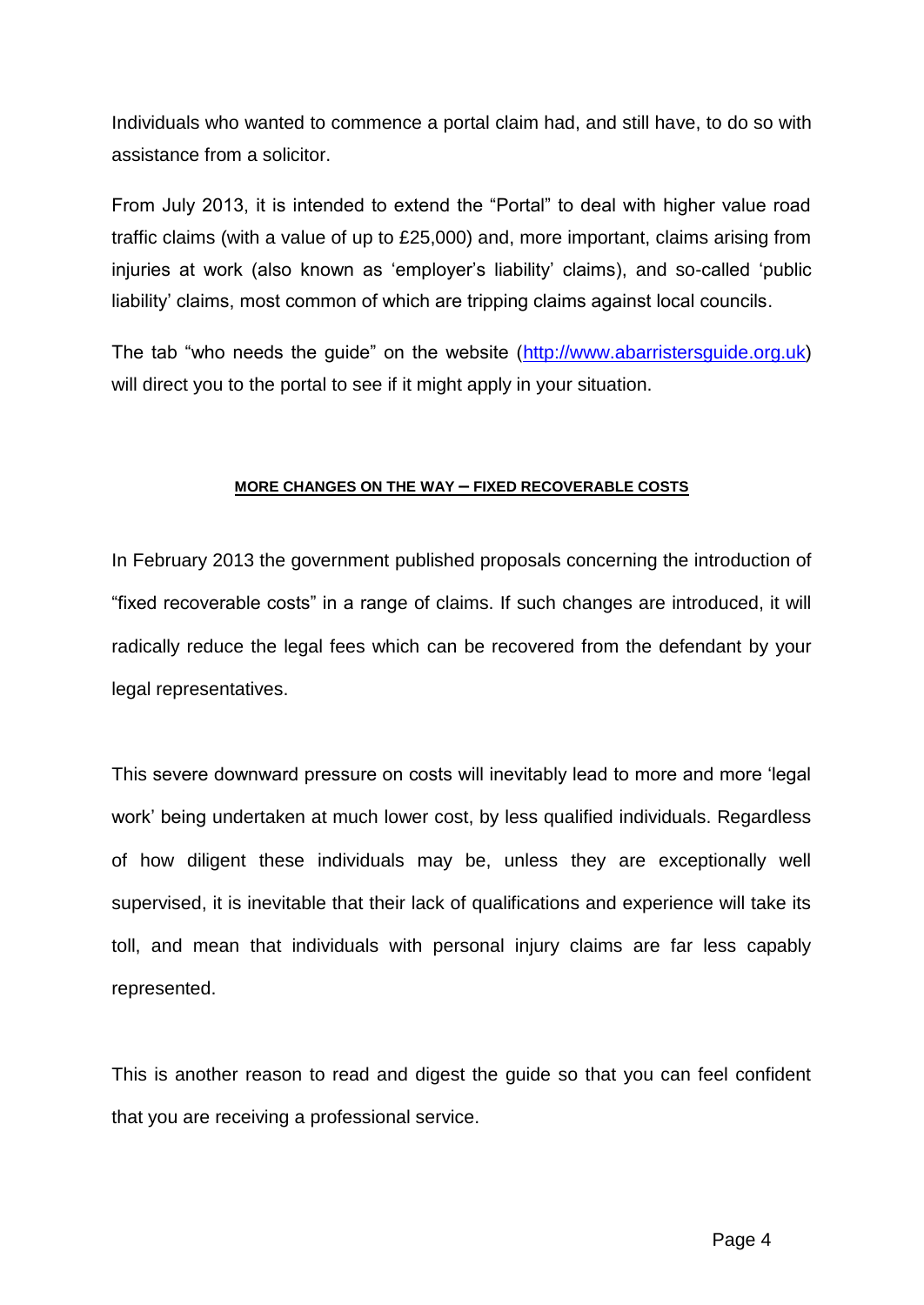Individuals who wanted to commence a portal claim had, and still have, to do so with assistance from a solicitor.

From July 2013, it is intended to extend the "Portal" to deal with higher value road traffic claims (with a value of up to £25,000) and, more important, claims arising from injuries at work (also known as 'employer's liability' claims), and so-called 'public liability' claims, most common of which are tripping claims against local councils.

The tab "who needs the guide" on the website ([http://www.abarristersguide.org.uk](http://www.abarristersguide.org.uk)) will direct you to the portal to see if it might apply in your situation.

## MORE CHANGES ON THE WAY – FIXED RECOVERABLE COSTS

In February 2013 the government published proposals concerning the introduction of "fixed recoverable costs" in a range of claims. If such changes are introduced, it will radically reduce the legal fees which can be recovered from the defendant by your legal representatives.

This severe downward pressure on costs will inevitably lead to more and more 'legal work' being undertaken at much lower cost, by less qualified individuals. Regardless of how diligent these individuals may be, unless they are exceptionally well supervised, it is inevitable that their lack of qualifications and experience will take its toll, and mean that individuals with personal injury claims are far less capably represented.

This is another reason to read and digest the guide so that you can feel confident that you are receiving a professional service.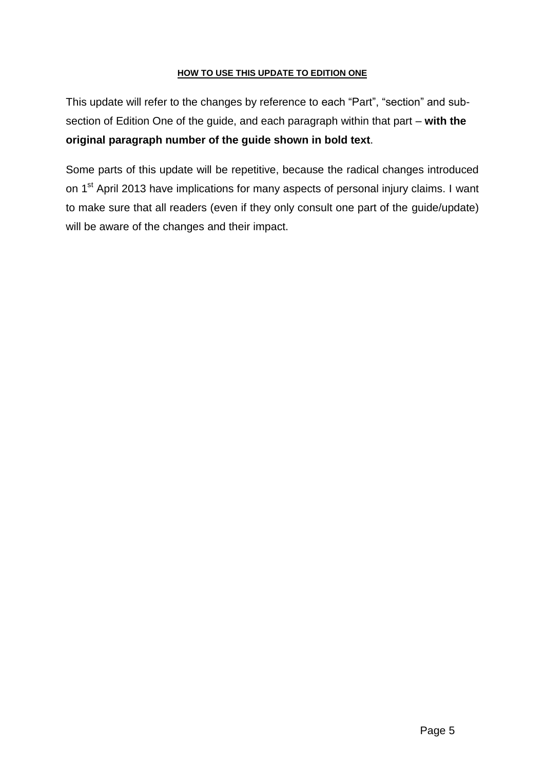## HOW TO USE THIS UPDATE TO EDITION ONE

This update will refer to the changes by reference to each "Part", "section" and sub-section of Edition One of the guide, and each paragraph within that part – **with the original paragraph number of the guide shown in bold text**.

Some parts of this update will be repetitive, because the radical changes introduced on 1st April 2013 have implications for many aspects of personal injury claims. I want to make sure that all readers (even if they only consult one part of the guide/update) will be aware of the changes and their impact.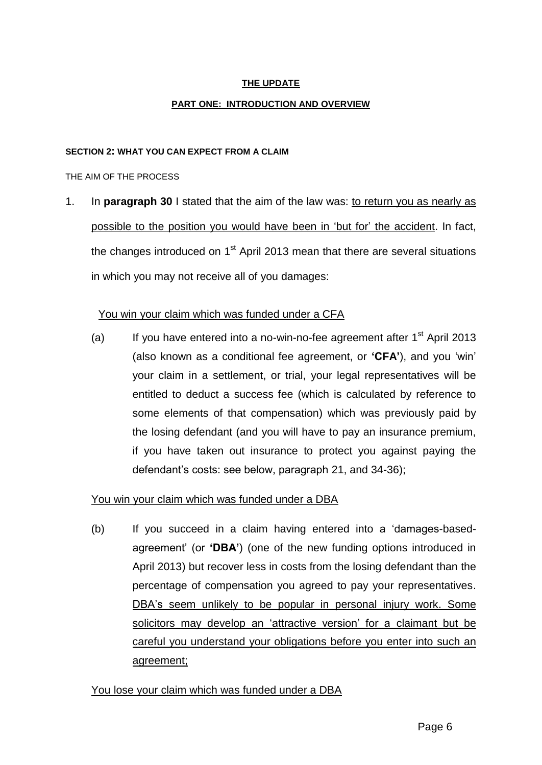**THE UPDATE**

**PART ONE: INTRODUCTION AND OVERVIEW**

**SECTION 2: WHAT YOU CAN EXPECT FROM A CLAIM**

THE AIM OF THE PROCESS

1. In **paragraph 30** I stated that the aim of the law was: to return you as nearly as possible to the position you would have been in 'but for' the accident. In fact, the changes introduced on 1st April 2013 mean that there are several situations in which you may not receive all of you damages:

   You win your claim which was funded under a CFA

   (a) If you have entered into a no-win-no-fee agreement after 1st April 2013 (also known as a conditional fee agreement, or **'CFA'**), and you 'win' your claim in a settlement, or trial, your legal representatives will be entitled to deduct a success fee (which is calculated by reference to some elements of that compensation) which was previously paid by the losing defendant (and you will have to pay an insurance premium, if you have taken out insurance to protect you against paying the defendant's costs: see below, paragraph 21, and 34-36);

   You win your claim which was funded under a DBA

   (b) If you succeed in a claim having entered into a 'damages-based-agreement' (or **'DBA'**) (one of the new funding options introduced in April 2013) but recover less in costs from the losing defendant than the percentage of compensation you agreed to pay your representatives. DBA's seem unlikely to be popular in personal injury work. Some solicitors may develop an 'attractive version' for a claimant but be careful you understand your obligations before you enter into such an agreement;

   You lose your claim which was funded under a DBA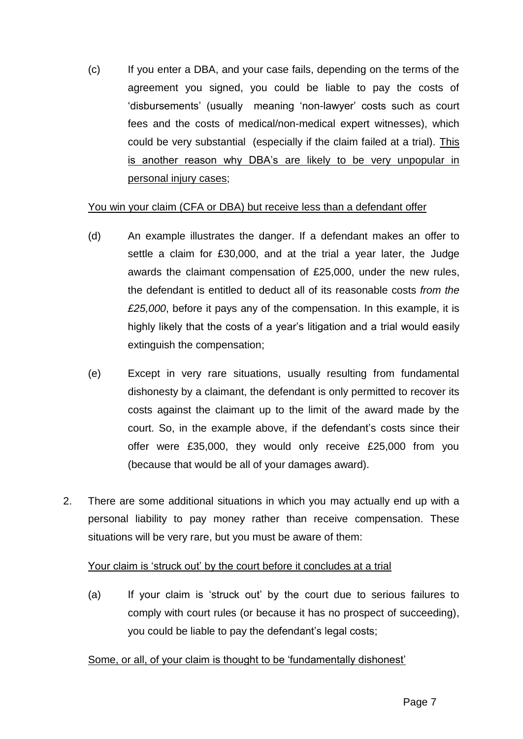(c) If you enter a DBA, and your case fails, depending on the terms of the agreement you signed, you could be liable to pay the costs of 'disbursements' (usually meaning 'non-lawyer' costs such as court fees and the costs of medical/non-medical expert witnesses), which could be very substantial (especially if the claim failed at a trial). <u>This is another reason why DBA's are likely to be very unpopular in personal injury cases</u>;

<u>You win your claim (CFA or DBA) but receive less than a defendant offer</u>

(d) An example illustrates the danger. If a defendant makes an offer to settle a claim for £30,000, and at the trial a year later, the Judge awards the claimant compensation of £25,000, under the new rules, the defendant is entitled to deduct all of its reasonable costs *from the £25,000*, before it pays any of the compensation. In this example, it is highly likely that the costs of a year's litigation and a trial would easily extinguish the compensation;

(e) Except in very rare situations, usually resulting from fundamental dishonesty by a claimant, the defendant is only permitted to recover its costs against the claimant up to the limit of the award made by the court. So, in the example above, if the defendant's costs since their offer were £35,000, they would only receive £25,000 from you (because that would be all of your damages award).

2. There are some additional situations in which you may actually end up with a personal liability to pay money rather than receive compensation. These situations will be very rare, but you must be aware of them:

<u>Your claim is 'struck out' by the court before it concludes at a trial</u>

(a) If your claim is 'struck out' by the court due to serious failures to comply with court rules (or because it has no prospect of succeeding), you could be liable to pay the defendant's legal costs;

<u>Some, or all, of your claim is thought to be 'fundamentally dishonest'</u>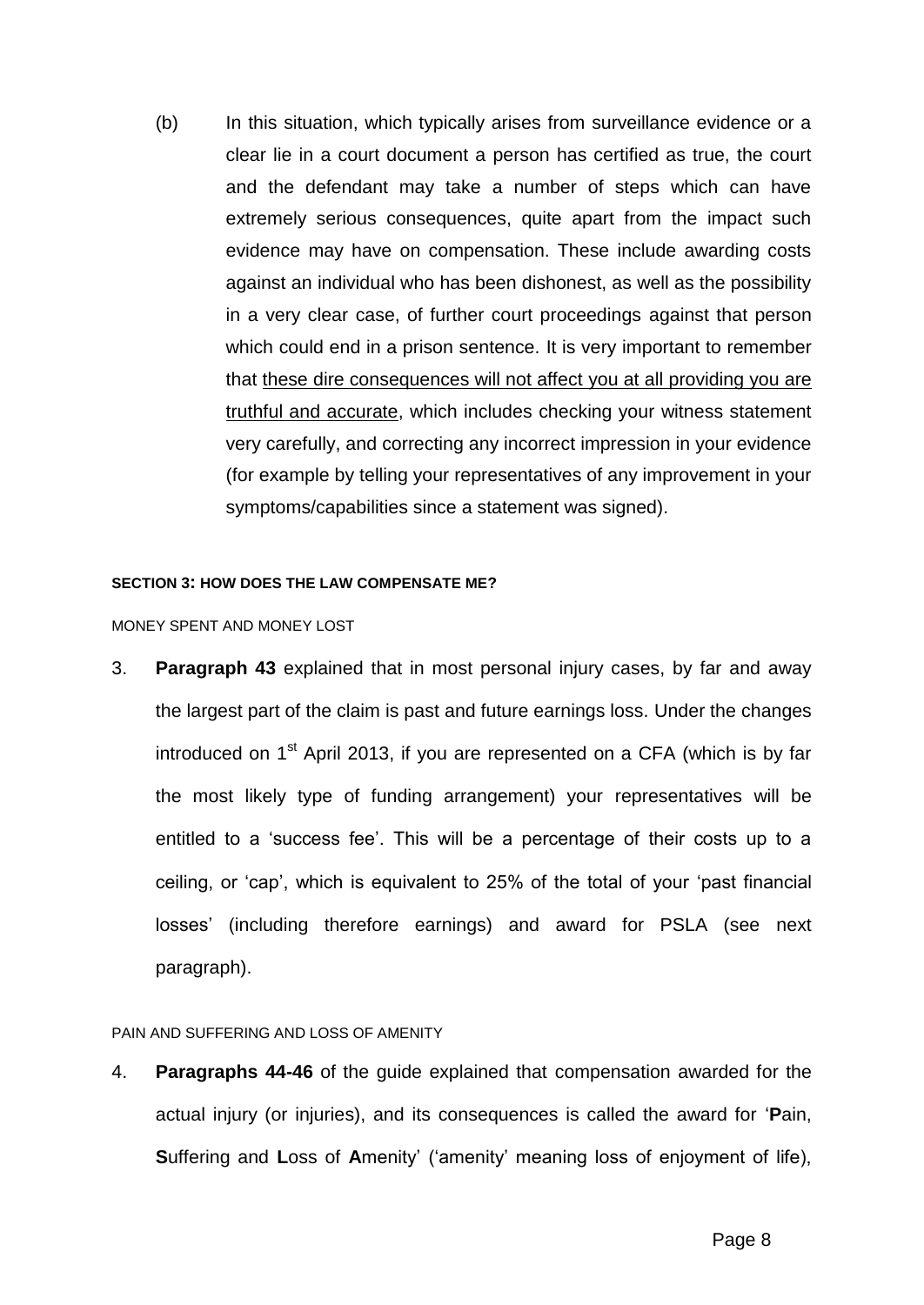(b) In this situation, which typically arises from surveillance evidence or a clear lie in a court document a person has certified as true, the court and the defendant may take a number of steps which can have extremely serious consequences, quite apart from the impact such evidence may have on compensation. These include awarding costs against an individual who has been dishonest, as well as the possibility in a very clear case, of further court proceedings against that person which could end in a prison sentence. It is very important to remember that <u>these dire consequences will not affect you at all providing you are truthful and accurate</u>, which includes checking your witness statement very carefully, and correcting any incorrect impression in your evidence (for example by telling your representatives of any improvement in your symptoms/capabilities since a statement was signed).

#### SECTION 3: HOW DOES THE LAW COMPENSATE ME?

MONEY SPENT AND MONEY LOST

3. **Paragraph 43** explained that in most personal injury cases, by far and away the largest part of the claim is past and future earnings loss. Under the changes introduced on 1st April 2013, if you are represented on a CFA (which is by far the most likely type of funding arrangement) your representatives will be entitled to a 'success fee'. This will be a percentage of their costs up to a ceiling, or 'cap', which is equivalent to 25% of the total of your 'past financial losses' (including therefore earnings) and award for PSLA (see next paragraph).

PAIN AND SUFFERING AND LOSS OF AMENITY

4. **Paragraphs 44-46** of the guide explained that compensation awarded for the actual injury (or injuries), and its consequences is called the award for '**P**ain, **S**uffering and **L**oss of **A**menity' ('amenity' meaning loss of enjoyment of life),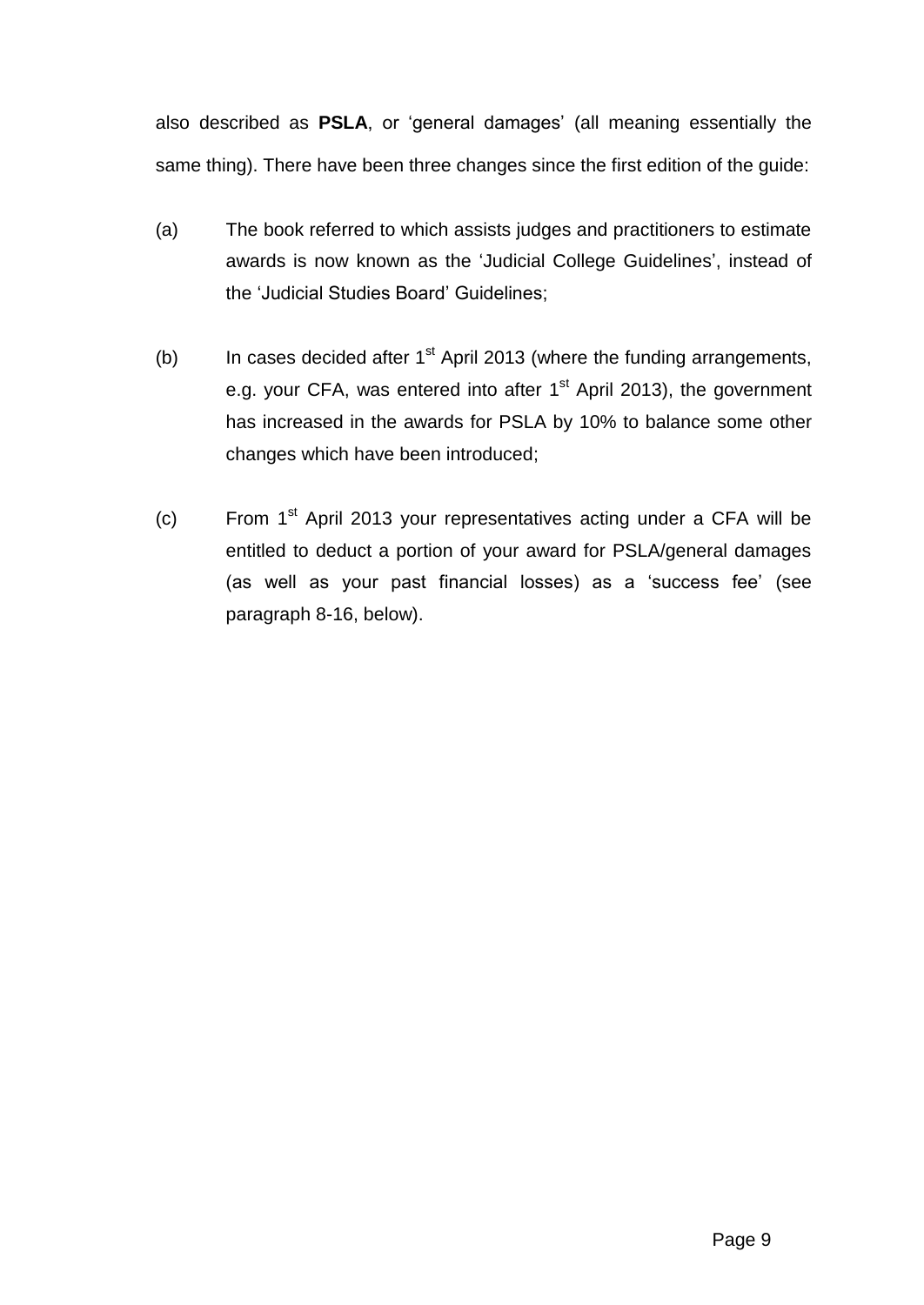also described as **PSLA**, or 'general damages' (all meaning essentially the same thing). There have been three changes since the first edition of the guide:

(a) The book referred to which assists judges and practitioners to estimate awards is now known as the 'Judicial College Guidelines', instead of the 'Judicial Studies Board' Guidelines;

(b) In cases decided after 1st April 2013 (where the funding arrangements, e.g. your CFA, was entered into after 1st April 2013), the government has increased in the awards for PSLA by 10% to balance some other changes which have been introduced;

(c) From 1st April 2013 your representatives acting under a CFA will be entitled to deduct a portion of your award for PSLA/general damages (as well as your past financial losses) as a 'success fee' (see paragraph 8-16, below).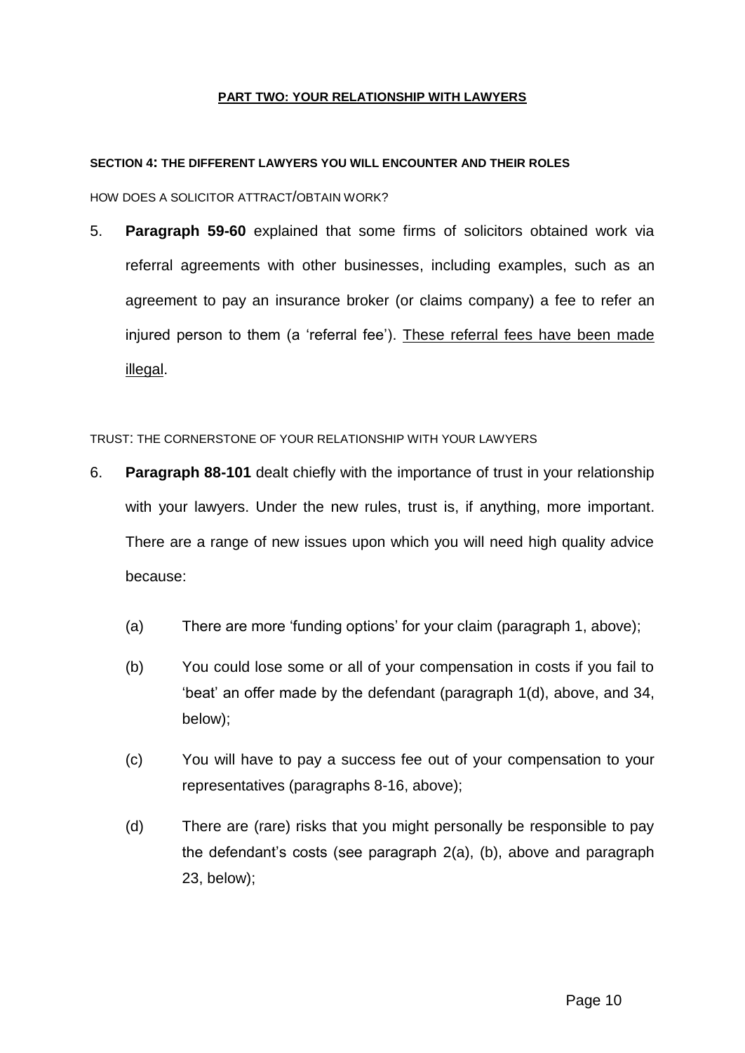# PART TWO: YOUR RELATIONSHIP WITH LAWYERS

## SECTION 4: THE DIFFERENT LAWYERS YOU WILL ENCOUNTER AND THEIR ROLES

HOW DOES A SOLICITOR ATTRACT/OBTAIN WORK?

5. **Paragraph 59-60** explained that some firms of solicitors obtained work via referral agreements with other businesses, including examples, such as an agreement to pay an insurance broker (or claims company) a fee to refer an injured person to them (a 'referral fee'). <u>These referral fees have been made illegal</u>.

TRUST: THE CORNERSTONE OF YOUR RELATIONSHIP WITH YOUR LAWYERS

6. **Paragraph 88-101** dealt chiefly with the importance of trust in your relationship with your lawyers. Under the new rules, trust is, if anything, more important. There are a range of new issues upon which you will need high quality advice because:

   (a) There are more 'funding options' for your claim (paragraph 1, above);

   (b) You could lose some or all of your compensation in costs if you fail to 'beat' an offer made by the defendant (paragraph 1(d), above, and 34, below);

   (c) You will have to pay a success fee out of your compensation to your representatives (paragraphs 8-16, above);

   (d) There are (rare) risks that you might personally be responsible to pay the defendant's costs (see paragraph 2(a), (b), above and paragraph 23, below);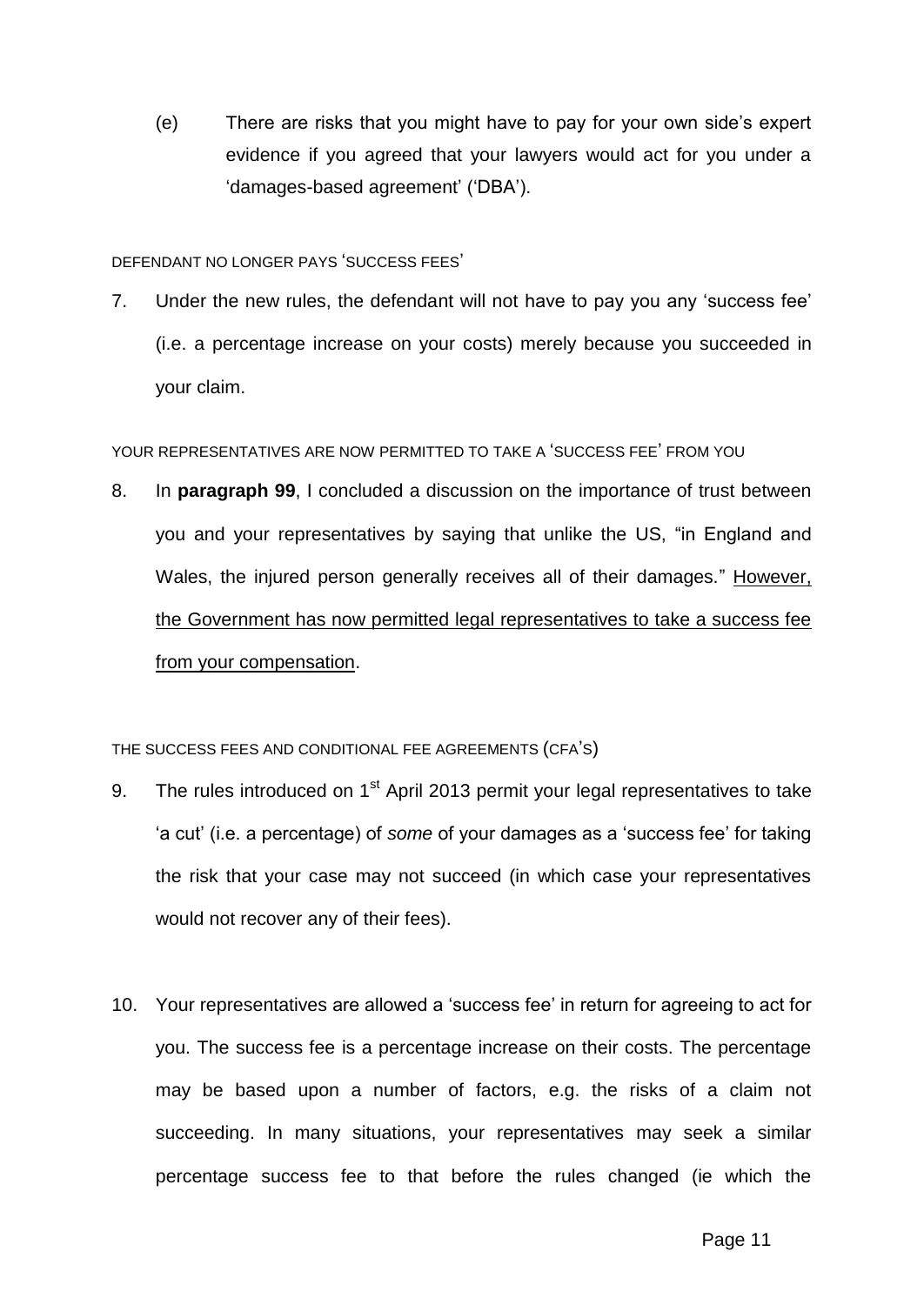(e) There are risks that you might have to pay for your own side's expert evidence if you agreed that your lawyers would act for you under a 'damages-based agreement' ('DBA').

DEFENDANT NO LONGER PAYS 'SUCCESS FEES'

7. Under the new rules, the defendant will not have to pay you any 'success fee' (i.e. a percentage increase on your costs) merely because you succeeded in your claim.

YOUR REPRESENTATIVES ARE NOW PERMITTED TO TAKE A 'SUCCESS FEE' FROM YOU

8. In **paragraph 99**, I concluded a discussion on the importance of trust between you and your representatives by saying that unlike the US, "in England and Wales, the injured person generally receives all of their damages." <u>However, the Government has now permitted legal representatives to take a success fee from your compensation</u>.

THE SUCCESS FEES AND CONDITIONAL FEE AGREEMENTS (CFA'S)

9. The rules introduced on 1st April 2013 permit your legal representatives to take 'a cut' (i.e. a percentage) of *some* of your damages as a 'success fee' for taking the risk that your case may not succeed (in which case your representatives would not recover any of their fees).

10. Your representatives are allowed a 'success fee' in return for agreeing to act for you. The success fee is a percentage increase on their costs. The percentage may be based upon a number of factors, e.g. the risks of a claim not succeeding. In many situations, your representatives may seek a similar percentage success fee to that before the rules changed (ie which the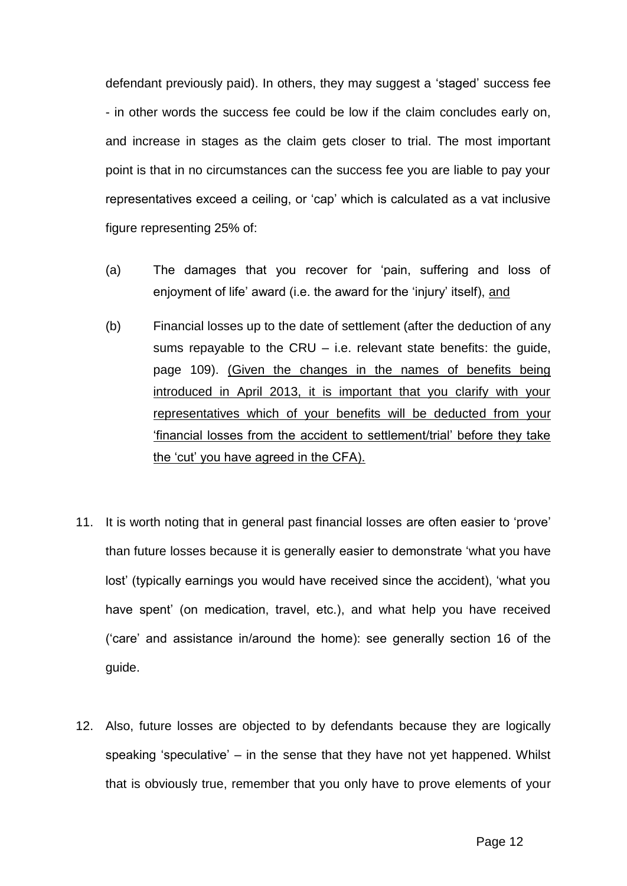defendant previously paid). In others, they may suggest a 'staged' success fee - in other words the success fee could be low if the claim concludes early on, and increase in stages as the claim gets closer to trial. The most important point is that in no circumstances can the success fee you are liable to pay your representatives exceed a ceiling, or 'cap' which is calculated as a vat inclusive figure representing 25% of:

(a) The damages that you recover for 'pain, suffering and loss of enjoyment of life' award (i.e. the award for the 'injury' itself), <u>and</u>

(b) Financial losses up to the date of settlement (after the deduction of any sums repayable to the CRU – i.e. relevant state benefits: the guide, page 109). <u>(Given the changes in the names of benefits being introduced in April 2013, it is important that you clarify with your representatives which of your benefits will be deducted from your 'financial losses from the accident to settlement/trial' before they take the 'cut' you have agreed in the CFA).</u>

11. It is worth noting that in general past financial losses are often easier to 'prove' than future losses because it is generally easier to demonstrate 'what you have lost' (typically earnings you would have received since the accident), 'what you have spent' (on medication, travel, etc.), and what help you have received ('care' and assistance in/around the home): see generally section 16 of the guide.

12. Also, future losses are objected to by defendants because they are logically speaking 'speculative' – in the sense that they have not yet happened. Whilst that is obviously true, remember that you only have to prove elements of your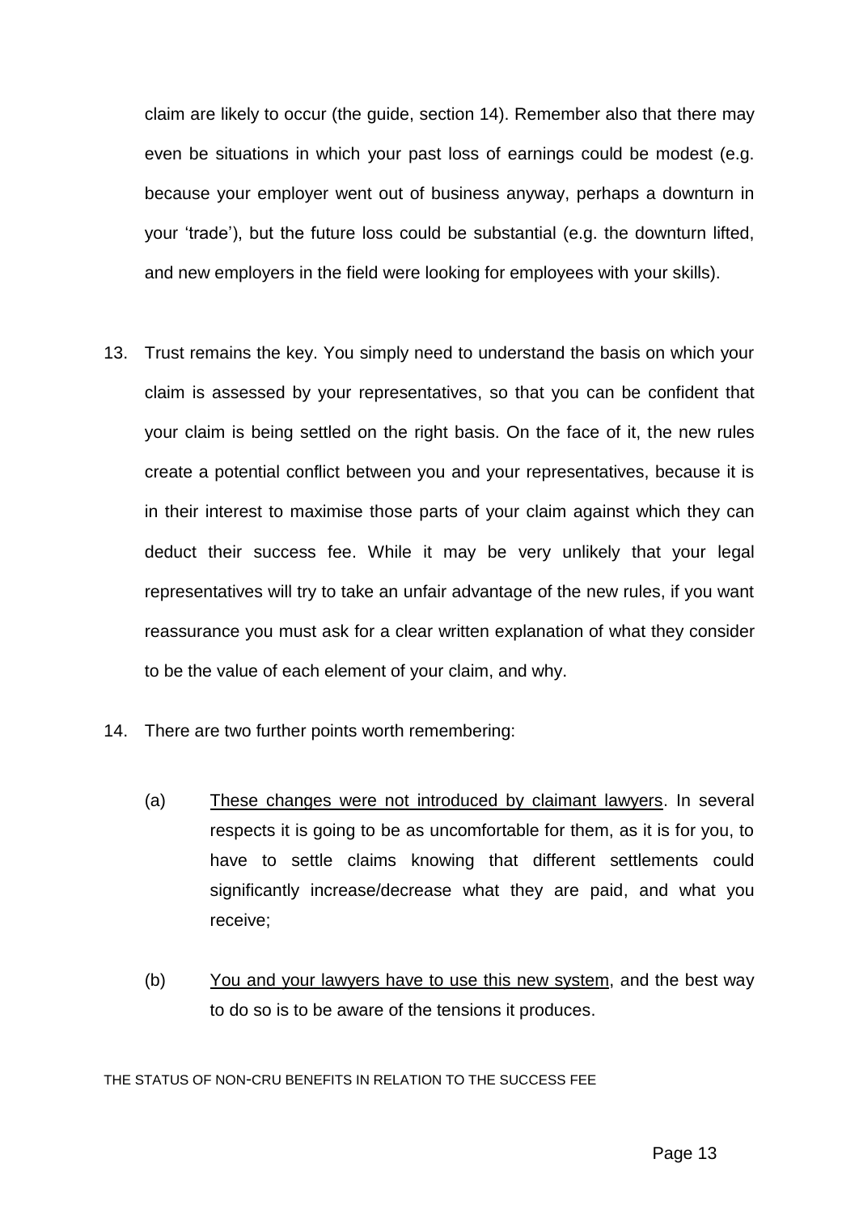claim are likely to occur (the guide, section 14). Remember also that there may even be situations in which your past loss of earnings could be modest (e.g. because your employer went out of business anyway, perhaps a downturn in your 'trade'), but the future loss could be substantial (e.g. the downturn lifted, and new employers in the field were looking for employees with your skills).

13. Trust remains the key. You simply need to understand the basis on which your claim is assessed by your representatives, so that you can be confident that your claim is being settled on the right basis. On the face of it, the new rules create a potential conflict between you and your representatives, because it is in their interest to maximise those parts of your claim against which they can deduct their success fee. While it may be very unlikely that your legal representatives will try to take an unfair advantage of the new rules, if you want reassurance you must ask for a clear written explanation of what they consider to be the value of each element of your claim, and why.

14. There are two further points worth remembering:

    (a) <u>These changes were not introduced by claimant lawyers</u>. In several respects it is going to be as uncomfortable for them, as it is for you, to have to settle claims knowing that different settlements could significantly increase/decrease what they are paid, and what you receive;

    (b) <u>You and your lawyers have to use this new system</u>, and the best way to do so is to be aware of the tensions it produces.

THE STATUS OF NON-CRU BENEFITS IN RELATION TO THE SUCCESS FEE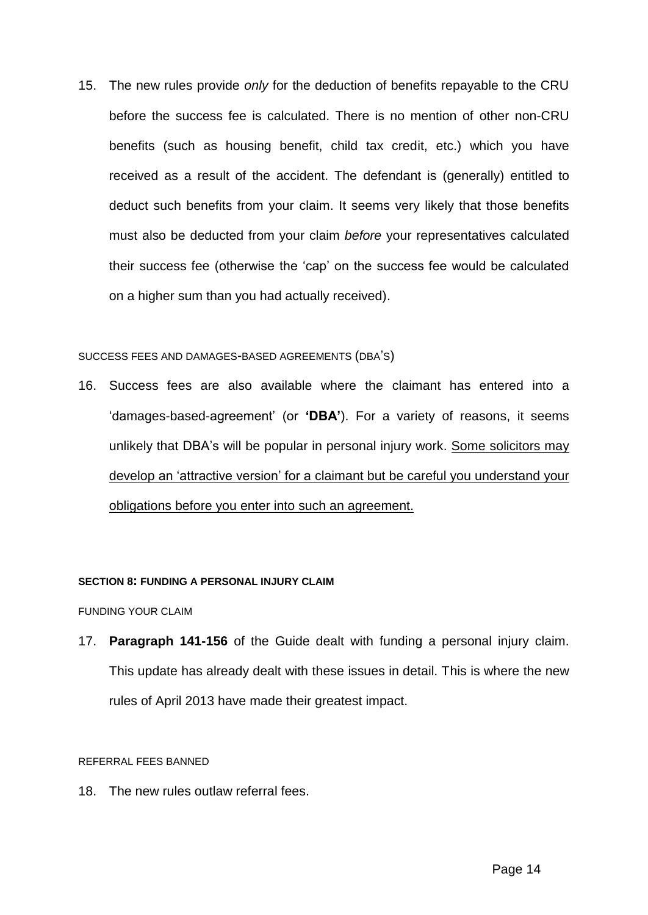15. The new rules provide *only* for the deduction of benefits repayable to the CRU before the success fee is calculated. There is no mention of other non-CRU benefits (such as housing benefit, child tax credit, etc.) which you have received as a result of the accident. The defendant is (generally) entitled to deduct such benefits from your claim. It seems very likely that those benefits must also be deducted from your claim *before* your representatives calculated their success fee (otherwise the 'cap' on the success fee would be calculated on a higher sum than you had actually received).

SUCCESS FEES AND DAMAGES-BASED AGREEMENTS (DBA'S)

16. Success fees are also available where the claimant has entered into a 'damages-based-agreement' (or **'DBA'**). For a variety of reasons, it seems unlikely that DBA's will be popular in personal injury work. <u>Some solicitors may develop an 'attractive version' for a claimant but be careful you understand your obligations before you enter into such an agreement.</u>

#### SECTION 8: FUNDING A PERSONAL INJURY CLAIM

FUNDING YOUR CLAIM

17. **Paragraph 141-156** of the Guide dealt with funding a personal injury claim. This update has already dealt with these issues in detail. This is where the new rules of April 2013 have made their greatest impact.

REFERRAL FEES BANNED

18. The new rules outlaw referral fees.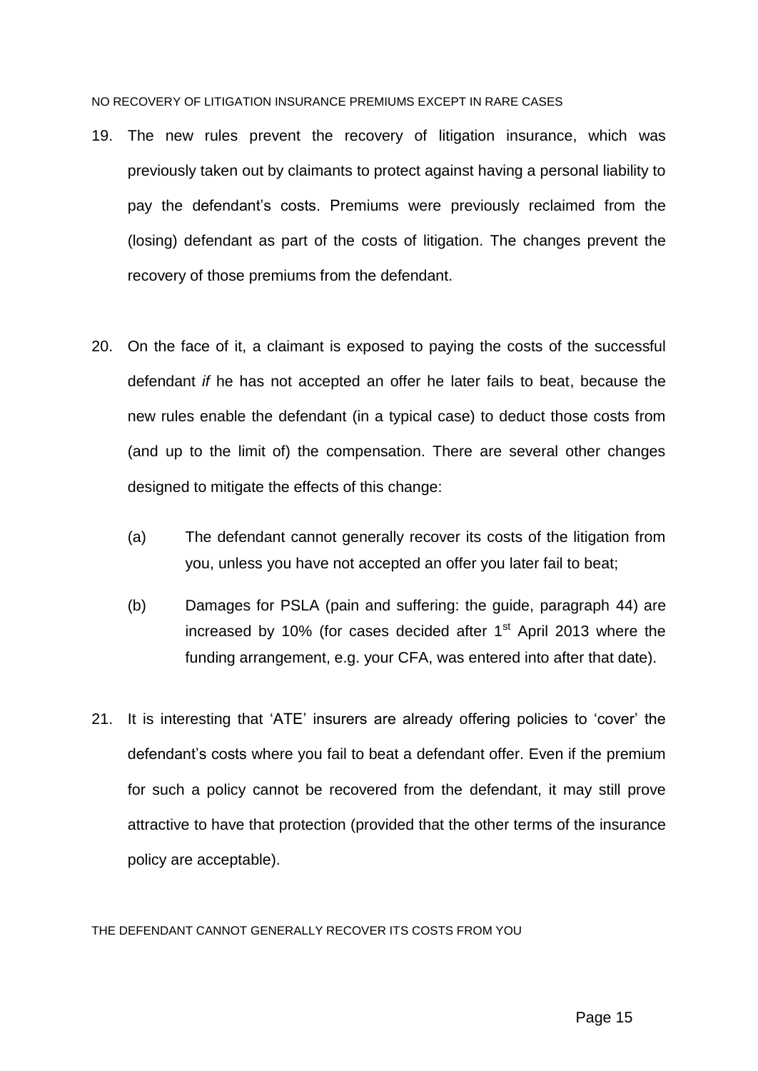NO RECOVERY OF LITIGATION INSURANCE PREMIUMS EXCEPT IN RARE CASES

19. The new rules prevent the recovery of litigation insurance, which was previously taken out by claimants to protect against having a personal liability to pay the defendant's costs. Premiums were previously reclaimed from the (losing) defendant as part of the costs of litigation. The changes prevent the recovery of those premiums from the defendant.

20. On the face of it, a claimant is exposed to paying the costs of the successful defendant *if* he has not accepted an offer he later fails to beat, because the new rules enable the defendant (in a typical case) to deduct those costs from (and up to the limit of) the compensation. There are several other changes designed to mitigate the effects of this change:

    (a) The defendant cannot generally recover its costs of the litigation from you, unless you have not accepted an offer you later fail to beat;

    (b) Damages for PSLA (pain and suffering: the guide, paragraph 44) are increased by 10% (for cases decided after 1st April 2013 where the funding arrangement, e.g. your CFA, was entered into after that date).

21. It is interesting that 'ATE' insurers are already offering policies to 'cover' the defendant's costs where you fail to beat a defendant offer. Even if the premium for such a policy cannot be recovered from the defendant, it may still prove attractive to have that protection (provided that the other terms of the insurance policy are acceptable).

THE DEFENDANT CANNOT GENERALLY RECOVER ITS COSTS FROM YOU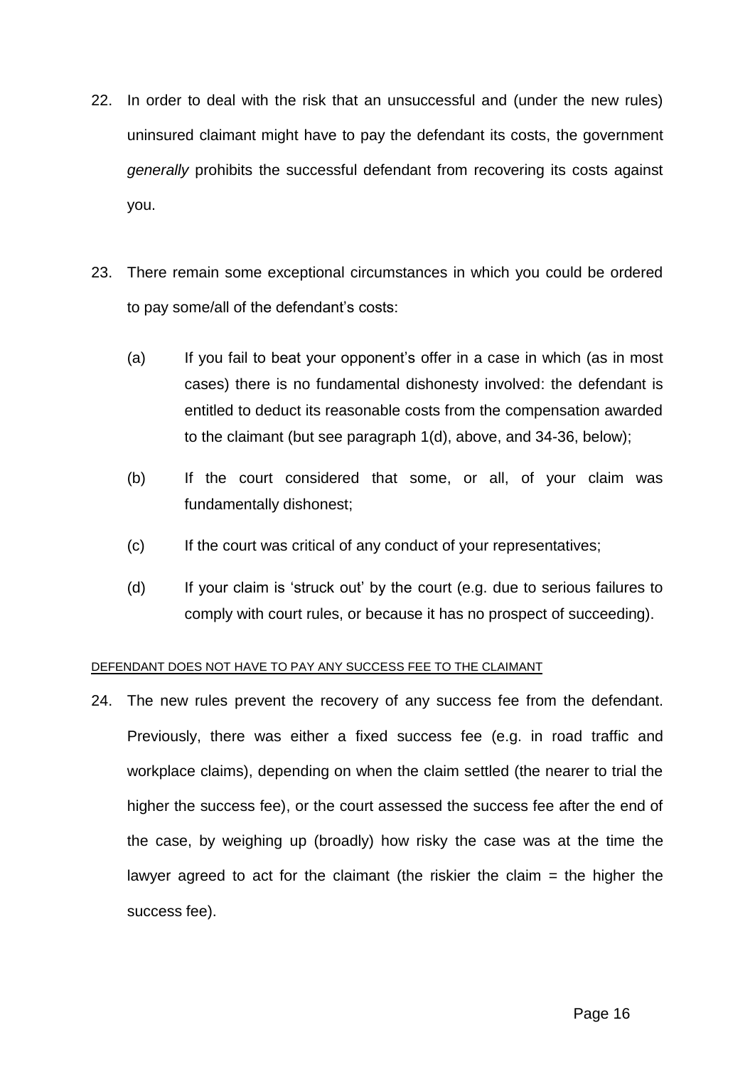22. In order to deal with the risk that an unsuccessful and (under the new rules) uninsured claimant might have to pay the defendant its costs, the government *generally* prohibits the successful defendant from recovering its costs against you.

23. There remain some exceptional circumstances in which you could be ordered to pay some/all of the defendant's costs:

    (a) If you fail to beat your opponent's offer in a case in which (as in most cases) there is no fundamental dishonesty involved: the defendant is entitled to deduct its reasonable costs from the compensation awarded to the claimant (but see paragraph 1(d), above, and 34-36, below);

    (b) If the court considered that some, or all, of your claim was fundamentally dishonest;

    (c) If the court was critical of any conduct of your representatives;

    (d) If your claim is 'struck out' by the court (e.g. due to serious failures to comply with court rules, or because it has no prospect of succeeding).

<u>DEFENDANT DOES NOT HAVE TO PAY ANY SUCCESS FEE TO THE CLAIMANT</u>

24. The new rules prevent the recovery of any success fee from the defendant. Previously, there was either a fixed success fee (e.g. in road traffic and workplace claims), depending on when the claim settled (the nearer to trial the higher the success fee), or the court assessed the success fee after the end of the case, by weighing up (broadly) how risky the case was at the time the lawyer agreed to act for the claimant (the riskier the claim = the higher the success fee).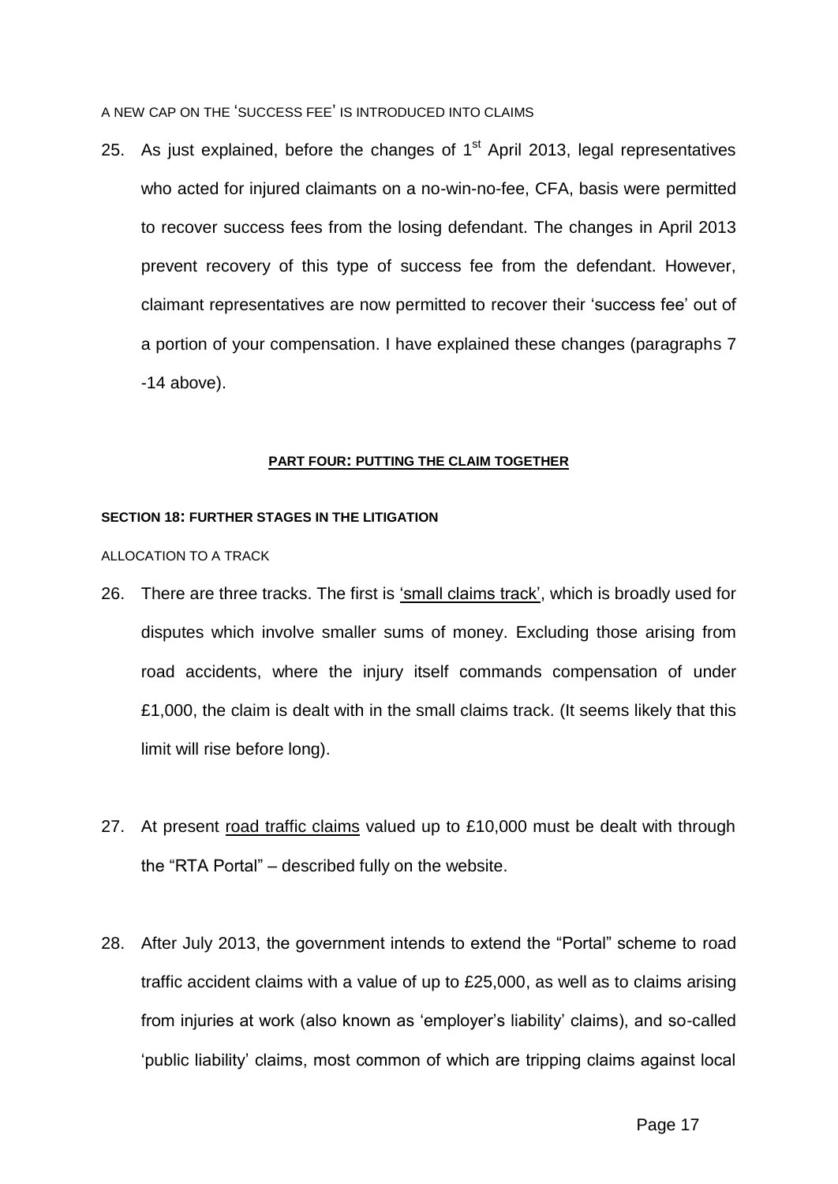A NEW CAP ON THE 'SUCCESS FEE' IS INTRODUCED INTO CLAIMS

25. As just explained, before the changes of 1st April 2013, legal representatives who acted for injured claimants on a no-win-no-fee, CFA, basis were permitted to recover success fees from the losing defendant. The changes in April 2013 prevent recovery of this type of success fee from the defendant. However, claimant representatives are now permitted to recover their 'success fee' out of a portion of your compensation. I have explained these changes (paragraphs 7 -14 above).

## **PART FOUR: PUTTING THE CLAIM TOGETHER**

### **SECTION 18: FURTHER STAGES IN THE LITIGATION**

ALLOCATION TO A TRACK

26. There are three tracks. The first is 'small claims track', which is broadly used for disputes which involve smaller sums of money. Excluding those arising from road accidents, where the injury itself commands compensation of under £1,000, the claim is dealt with in the small claims track. (It seems likely that this limit will rise before long).

27. At present road traffic claims valued up to £10,000 must be dealt with through the "RTA Portal" – described fully on the website.

28. After July 2013, the government intends to extend the "Portal" scheme to road traffic accident claims with a value of up to £25,000, as well as to claims arising from injuries at work (also known as 'employer's liability' claims), and so-called 'public liability' claims, most common of which are tripping claims against local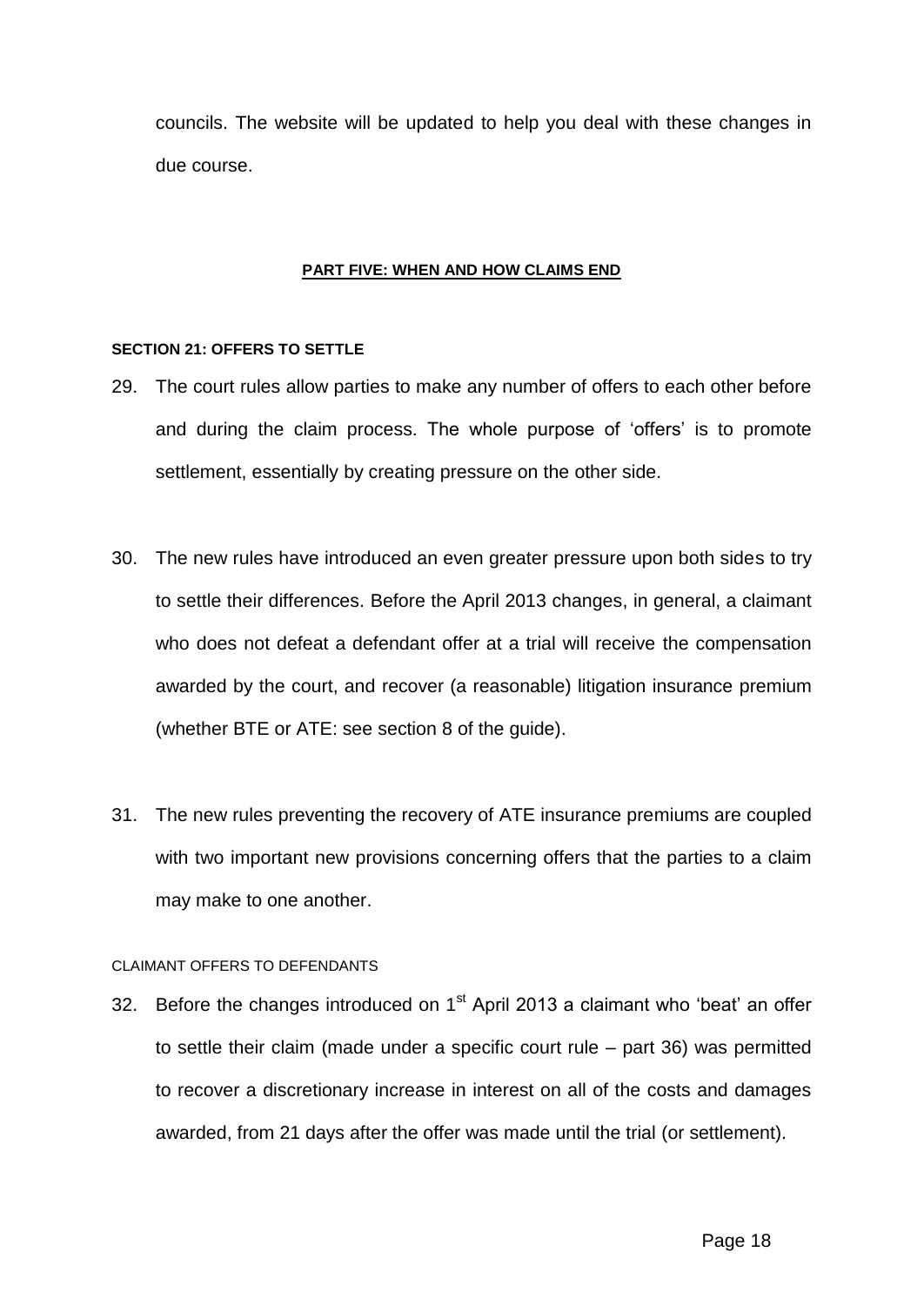councils. The website will be updated to help you deal with these changes in due course.

## PART FIVE: WHEN AND HOW CLAIMS END

### SECTION 21: OFFERS TO SETTLE

29. The court rules allow parties to make any number of offers to each other before and during the claim process. The whole purpose of 'offers' is to promote settlement, essentially by creating pressure on the other side.

30. The new rules have introduced an even greater pressure upon both sides to try to settle their differences. Before the April 2013 changes, in general, a claimant who does not defeat a defendant offer at a trial will receive the compensation awarded by the court, and recover (a reasonable) litigation insurance premium (whether BTE or ATE: see section 8 of the guide).

31. The new rules preventing the recovery of ATE insurance premiums are coupled with two important new provisions concerning offers that the parties to a claim may make to one another.

#### CLAIMANT OFFERS TO DEFENDANTS

32. Before the changes introduced on 1st April 2013 a claimant who 'beat' an offer to settle their claim (made under a specific court rule – part 36) was permitted to recover a discretionary increase in interest on all of the costs and damages awarded, from 21 days after the offer was made until the trial (or settlement).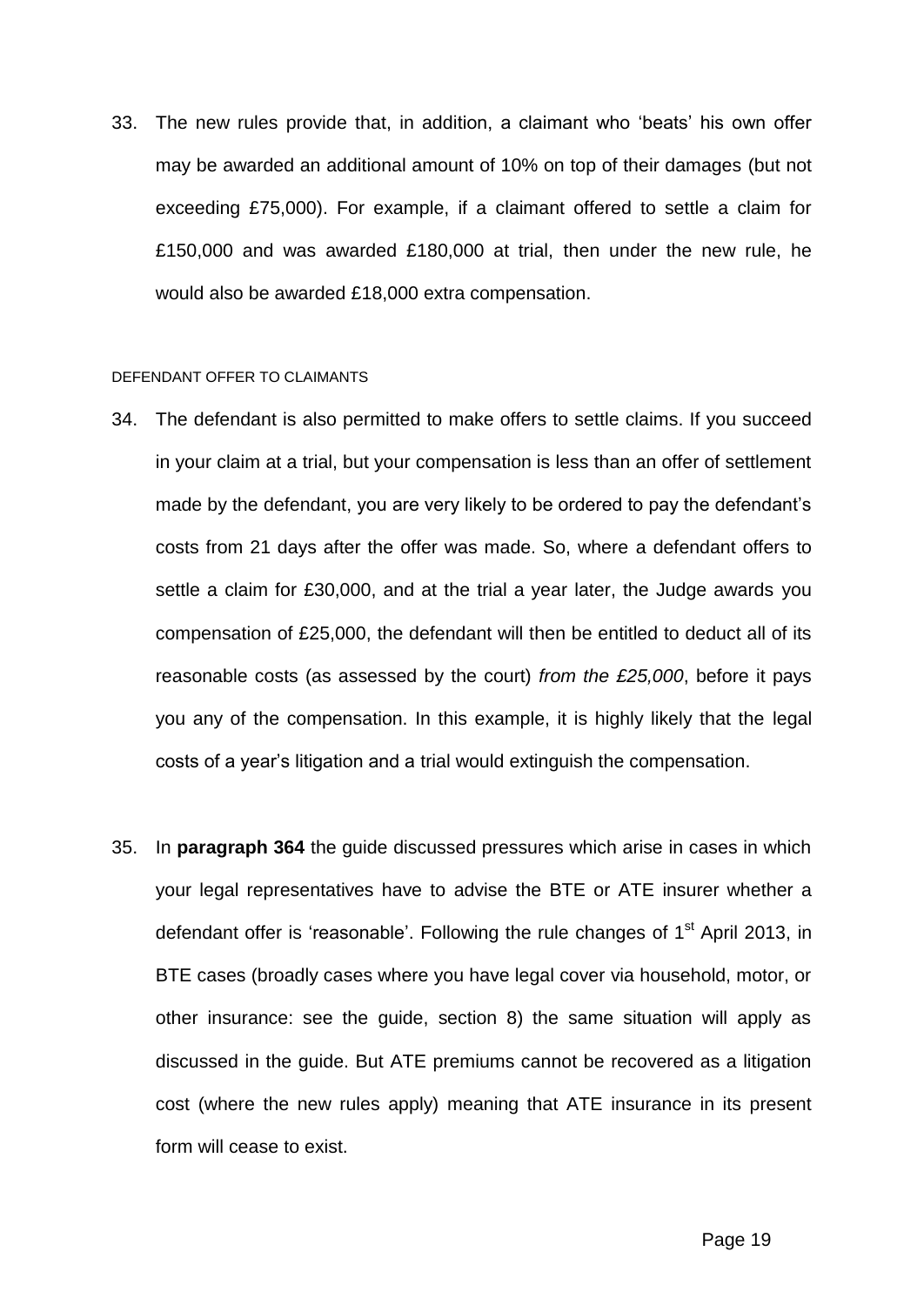33. The new rules provide that, in addition, a claimant who 'beats' his own offer may be awarded an additional amount of 10% on top of their damages (but not exceeding £75,000). For example, if a claimant offered to settle a claim for £150,000 and was awarded £180,000 at trial, then under the new rule, he would also be awarded £18,000 extra compensation.

DEFENDANT OFFER TO CLAIMANTS

34. The defendant is also permitted to make offers to settle claims. If you succeed in your claim at a trial, but your compensation is less than an offer of settlement made by the defendant, you are very likely to be ordered to pay the defendant's costs from 21 days after the offer was made. So, where a defendant offers to settle a claim for £30,000, and at the trial a year later, the Judge awards you compensation of £25,000, the defendant will then be entitled to deduct all of its reasonable costs (as assessed by the court) *from the £25,000*, before it pays you any of the compensation. In this example, it is highly likely that the legal costs of a year's litigation and a trial would extinguish the compensation.

35. In **paragraph 364** the guide discussed pressures which arise in cases in which your legal representatives have to advise the BTE or ATE insurer whether a defendant offer is 'reasonable'. Following the rule changes of 1st April 2013, in BTE cases (broadly cases where you have legal cover via household, motor, or other insurance: see the guide, section 8) the same situation will apply as discussed in the guide. But ATE premiums cannot be recovered as a litigation cost (where the new rules apply) meaning that ATE insurance in its present form will cease to exist.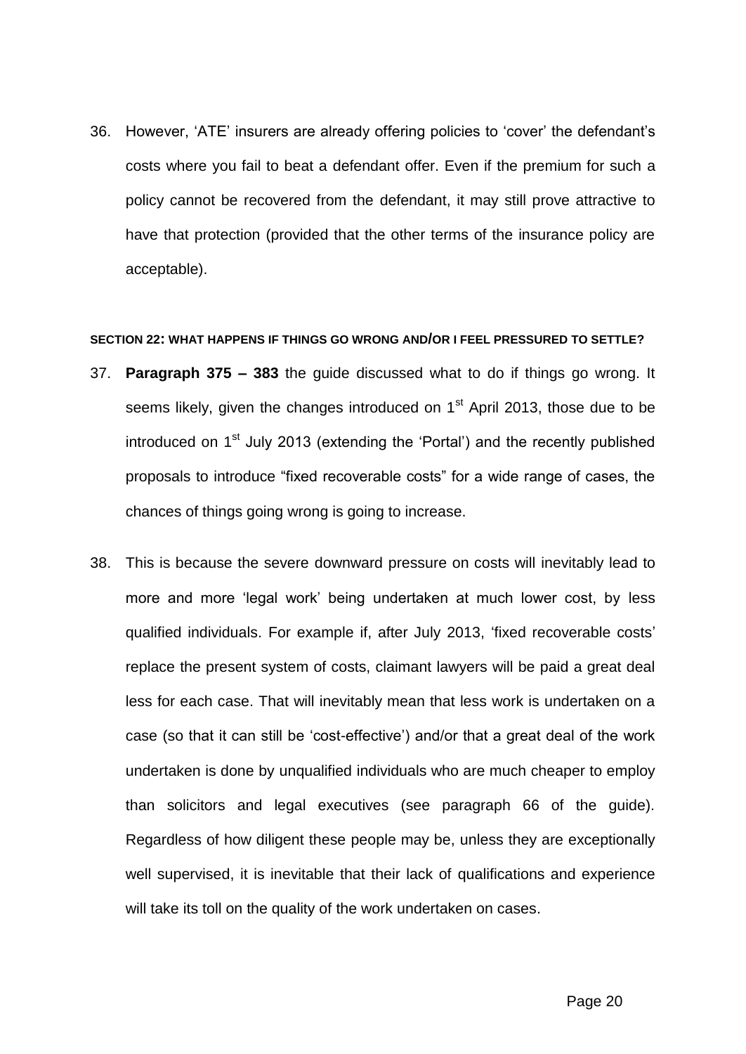36. However, 'ATE' insurers are already offering policies to 'cover' the defendant's costs where you fail to beat a defendant offer. Even if the premium for such a policy cannot be recovered from the defendant, it may still prove attractive to have that protection (provided that the other terms of the insurance policy are acceptable).

### SECTION 22: WHAT HAPPENS IF THINGS GO WRONG AND/OR I FEEL PRESSURED TO SETTLE?

37. **Paragraph 375 – 383** the guide discussed what to do if things go wrong. It seems likely, given the changes introduced on 1st April 2013, those due to be introduced on 1st July 2013 (extending the 'Portal') and the recently published proposals to introduce "fixed recoverable costs" for a wide range of cases, the chances of things going wrong is going to increase.

38. This is because the severe downward pressure on costs will inevitably lead to more and more 'legal work' being undertaken at much lower cost, by less qualified individuals. For example if, after July 2013, 'fixed recoverable costs' replace the present system of costs, claimant lawyers will be paid a great deal less for each case. That will inevitably mean that less work is undertaken on a case (so that it can still be 'cost-effective') and/or that a great deal of the work undertaken is done by unqualified individuals who are much cheaper to employ than solicitors and legal executives (see paragraph 66 of the guide). Regardless of how diligent these people may be, unless they are exceptionally well supervised, it is inevitable that their lack of qualifications and experience will take its toll on the quality of the work undertaken on cases.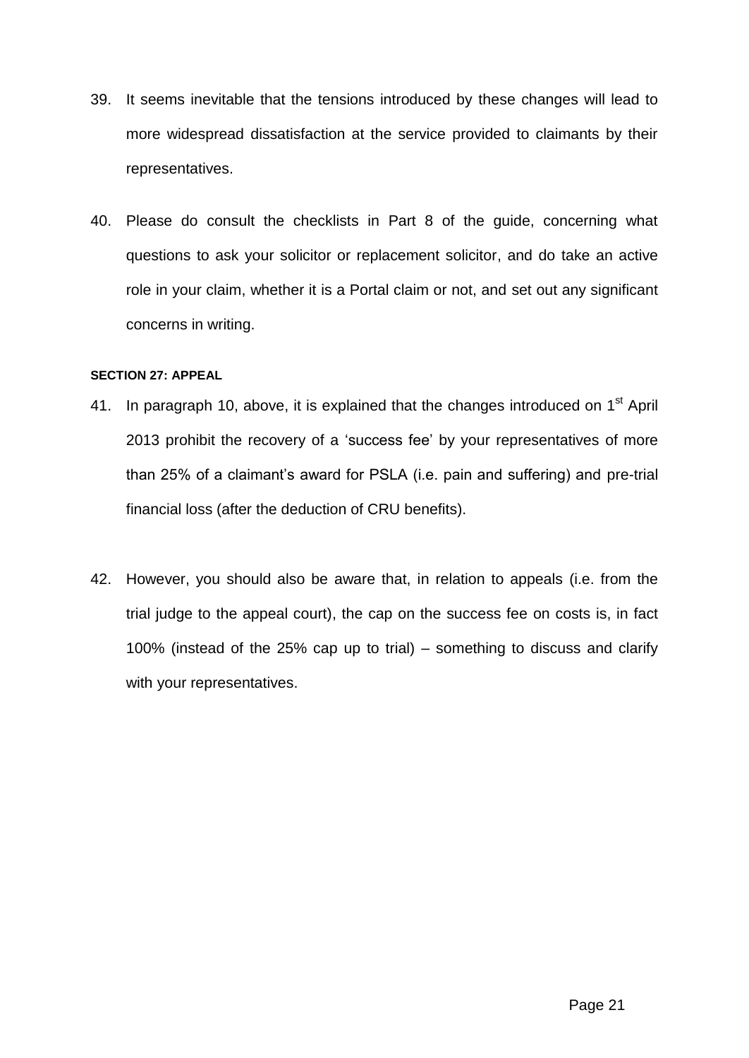39. It seems inevitable that the tensions introduced by these changes will lead to more widespread dissatisfaction at the service provided to claimants by their representatives.

40. Please do consult the checklists in Part 8 of the guide, concerning what questions to ask your solicitor or replacement solicitor, and do take an active role in your claim, whether it is a Portal claim or not, and set out any significant concerns in writing.

#### SECTION 27: APPEAL

41. In paragraph 10, above, it is explained that the changes introduced on 1st April 2013 prohibit the recovery of a 'success fee' by your representatives of more than 25% of a claimant's award for PSLA (i.e. pain and suffering) and pre-trial financial loss (after the deduction of CRU benefits).

42. However, you should also be aware that, in relation to appeals (i.e. from the trial judge to the appeal court), the cap on the success fee on costs is, in fact 100% (instead of the 25% cap up to trial) – something to discuss and clarify with your representatives.